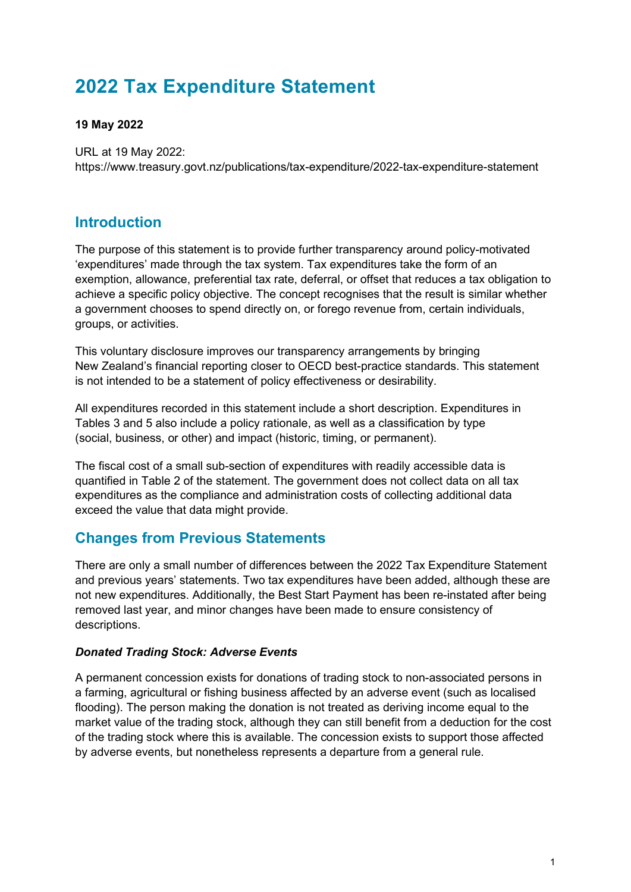# 2022 Tax Expenditure Statement

**19 May 2022**

URL at 19 May 2022:
https://www.treasury.govt.nz/publications/tax-expenditure/2022-tax-expenditure-statement

## Introduction

The purpose of this statement is to provide further transparency around policy-motivated 'expenditures' made through the tax system. Tax expenditures take the form of an exemption, allowance, preferential tax rate, deferral, or offset that reduces a tax obligation to achieve a specific policy objective. The concept recognises that the result is similar whether a government chooses to spend directly on, or forego revenue from, certain individuals, groups, or activities.

This voluntary disclosure improves our transparency arrangements by bringing New Zealand's financial reporting closer to OECD best-practice standards. This statement is not intended to be a statement of policy effectiveness or desirability.

All expenditures recorded in this statement include a short description. Expenditures in Tables 3 and 5 also include a policy rationale, as well as a classification by type (social, business, or other) and impact (historic, timing, or permanent).

The fiscal cost of a small sub-section of expenditures with readily accessible data is quantified in Table 2 of the statement. The government does not collect data on all tax expenditures as the compliance and administration costs of collecting additional data exceed the value that data might provide.

## Changes from Previous Statements

There are only a small number of differences between the 2022 Tax Expenditure Statement and previous years' statements. Two tax expenditures have been added, although these are not new expenditures. Additionally, the Best Start Payment has been re-instated after being removed last year, and minor changes have been made to ensure consistency of descriptions.

### *Donated Trading Stock: Adverse Events*

A permanent concession exists for donations of trading stock to non-associated persons in a farming, agricultural or fishing business affected by an adverse event (such as localised flooding). The person making the donation is not treated as deriving income equal to the market value of the trading stock, although they can still benefit from a deduction for the cost of the trading stock where this is available. The concession exists to support those affected by adverse events, but nonetheless represents a departure from a general rule.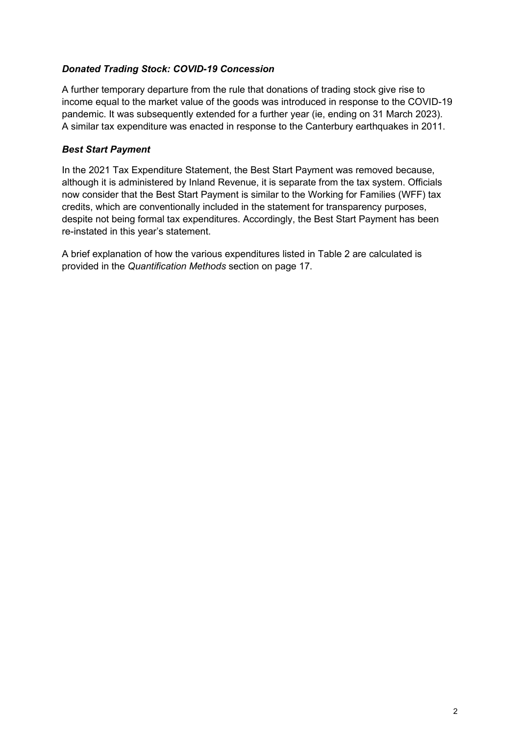### *Donated Trading Stock: COVID-19 Concession*

A further temporary departure from the rule that donations of trading stock give rise to income equal to the market value of the goods was introduced in response to the COVID-19 pandemic. It was subsequently extended for a further year (ie, ending on 31 March 2023). A similar tax expenditure was enacted in response to the Canterbury earthquakes in 2011.

### *Best Start Payment*

In the 2021 Tax Expenditure Statement, the Best Start Payment was removed because, although it is administered by Inland Revenue, it is separate from the tax system. Officials now consider that the Best Start Payment is similar to the Working for Families (WFF) tax credits, which are conventionally included in the statement for transparency purposes, despite not being formal tax expenditures. Accordingly, the Best Start Payment has been re-instated in this year's statement.

A brief explanation of how the various expenditures listed in Table 2 are calculated is provided in the *Quantification Methods* section on page 17.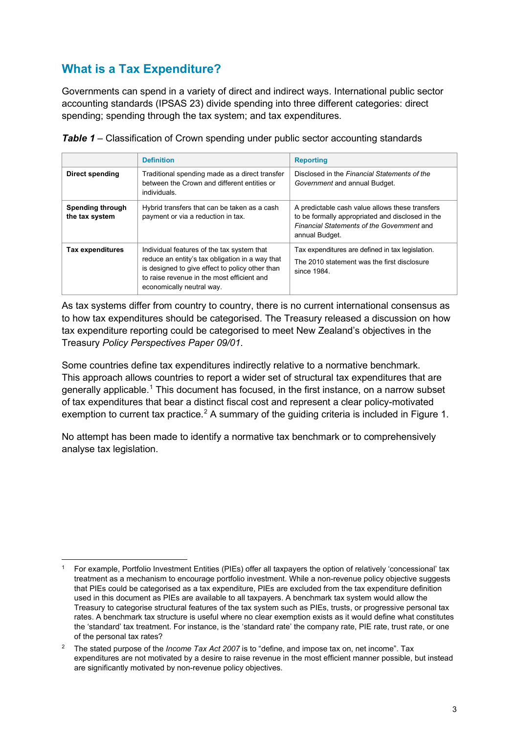## What is a Tax Expenditure?

Governments can spend in a variety of direct and indirect ways. International public sector accounting standards (IPSAS 23) divide spending into three different categories: direct spending; spending through the tax system; and tax expenditures.

***Table 1*** – Classification of Crown spending under public sector accounting standards

| | Definition | Reporting |
|---|---|---|
| **Direct spending** | Traditional spending made as a direct transfer between the Crown and different entities or individuals. | Disclosed in the *Financial Statements of the Government* and annual Budget. |
| **Spending through the tax system** | Hybrid transfers that can be taken as a cash payment or via a reduction in tax. | A predictable cash value allows these transfers to be formally appropriated and disclosed in the *Financial Statements of the Government* and annual Budget. |
| **Tax expenditures** | Individual features of the tax system that reduce an entity's tax obligation in a way that is designed to give effect to policy other than to raise revenue in the most efficient and economically neutral way. | Tax expenditures are defined in tax legislation. The 2010 statement was the first disclosure since 1984. |

As tax systems differ from country to country, there is no current international consensus as to how tax expenditures should be categorised. The Treasury released a discussion on how tax expenditure reporting could be categorised to meet New Zealand's objectives in the Treasury *Policy Perspectives Paper 09/01*.

Some countries define tax expenditures indirectly relative to a normative benchmark. This approach allows countries to report a wider set of structural tax expenditures that are generally applicable.[1] This document has focused, in the first instance, on a narrow subset of tax expenditures that bear a distinct fiscal cost and represent a clear policy-motivated exemption to current tax practice.[2] A summary of the guiding criteria is included in Figure 1.

No attempt has been made to identify a normative tax benchmark or to comprehensively analyse tax legislation.

---

[1] For example, Portfolio Investment Entities (PIEs) offer all taxpayers the option of relatively 'concessional' tax treatment as a mechanism to encourage portfolio investment. While a non-revenue policy objective suggests that PIEs could be categorised as a tax expenditure, PIEs are excluded from the tax expenditure definition used in this document as PIEs are available to all taxpayers. A benchmark tax system would allow the Treasury to categorise structural features of the tax system such as PIEs, trusts, or progressive personal tax rates. A benchmark tax structure is useful where no clear exemption exists as it would define what constitutes the 'standard' tax treatment. For instance, is the 'standard rate' the company rate, PIE rate, trust rate, or one of the personal tax rates?

[2] The stated purpose of the *Income Tax Act 2007* is to "define, and impose tax on, net income". Tax expenditures are not motivated by a desire to raise revenue in the most efficient manner possible, but instead are significantly motivated by non-revenue policy objectives.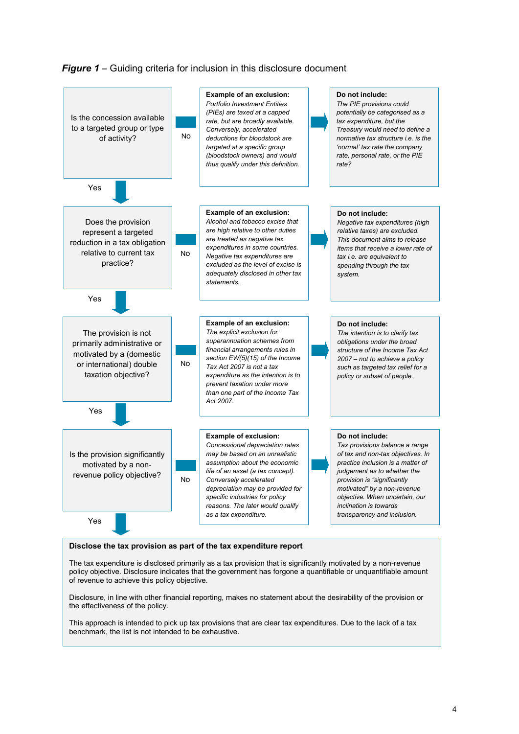***Figure 1*** – Guiding criteria for inclusion in this disclosure document

| Question | | Example of an exclusion | Do not include |
|---|---|---|---|
| Is the concession available to a targeted group or type of activity? | No | **Example of an exclusion:** *Portfolio Investment Entities (PIEs) are taxed at a capped rate, but are broadly available. Conversely, accelerated deductions for bloodstock are targeted at a specific group (bloodstock owners) and would thus qualify under this definition.* | **Do not include:** *The PIE provisions could potentially be categorised as a tax expenditure, but the Treasury would need to define a normative tax structure i.e. is the 'normal' tax rate the company rate, personal rate, or the PIE rate?* |
| Yes ↓ Does the provision represent a targeted reduction in a tax obligation relative to current tax practice? | No | **Example of an exclusion:** *Alcohol and tobacco excise that are high relative to other duties are treated as negative tax expenditures in some countries. Negative tax expenditures are excluded as the level of excise is adequately disclosed in other tax statements.* | **Do not include:** *Negative tax expenditures (high relative taxes) are excluded. This document aims to release items that receive a lower rate of tax i.e. are equivalent to spending through the tax system.* |
| Yes ↓ The provision is not primarily administrative or motivated by a (domestic or international) double taxation objective? | No | **Example of an exclusion:** *The explicit exclusion for superannuation schemes from financial arrangements rules in section EW(5)(15) of the Income Tax Act 2007 is not a tax expenditure as the intention is to prevent taxation under more than one part of the Income Tax Act 2007.* | **Do not include:** *The intention is to clarify tax obligations under the broad structure of the Income Tax Act 2007 – not to achieve a policy such as targeted tax relief for a policy or subset of people.* |
| Yes ↓ Is the provision significantly motivated by a non-revenue policy objective? | No | **Example of exclusion:** *Concessional depreciation rates may be based on an unrealistic assumption about the economic life of an asset (a tax concept). Conversely accelerated depreciation may be provided for specific industries for policy reasons. The later would qualify as a tax expenditure.* | **Do not include:** *Tax provisions balance a range of tax and non-tax objectives. In practice inclusion is a matter of judgement as to whether the provision is "significantly motivated" by a non-revenue objective. When uncertain, our inclination is towards transparency and inclusion.* |

Yes ↓

**Disclose the tax provision as part of the tax expenditure report**

The tax expenditure is disclosed primarily as a tax provision that is significantly motivated by a non-revenue policy objective. Disclosure indicates that the government has forgone a quantifiable or unquantifiable amount of revenue to achieve this policy objective.

Disclosure, in line with other financial reporting, makes no statement about the desirability of the provision or the effectiveness of the policy.

This approach is intended to pick up tax provisions that are clear tax expenditures. Due to the lack of a tax benchmark, the list is not intended to be exhaustive.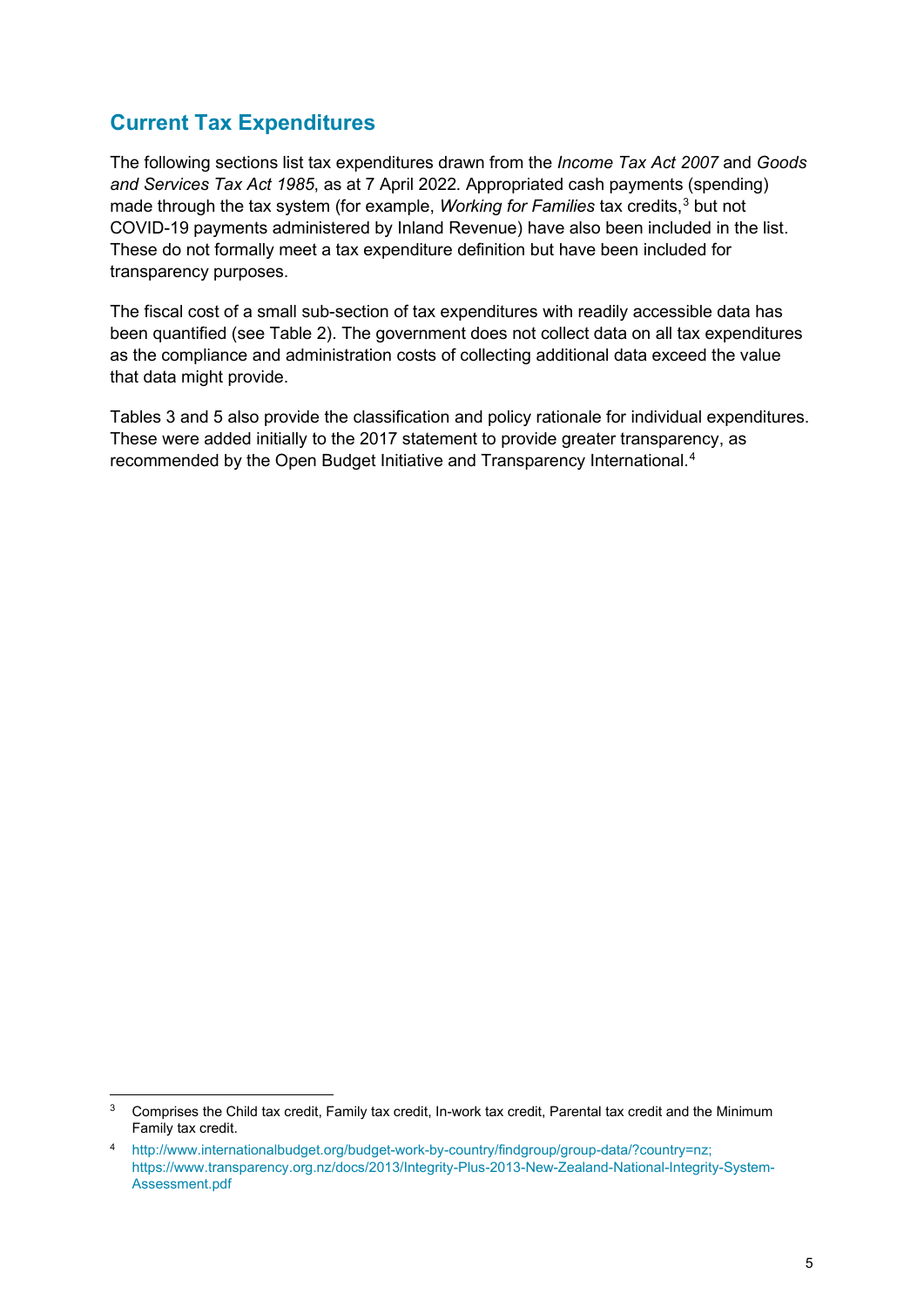## Current Tax Expenditures

The following sections list tax expenditures drawn from the *Income Tax Act 2007* and *Goods and Services Tax Act 1985*, as at 7 April 2022. Appropriated cash payments (spending) made through the tax system (for example, *Working for Families* tax credits,[3] but not COVID-19 payments administered by Inland Revenue) have also been included in the list. These do not formally meet a tax expenditure definition but have been included for transparency purposes.

The fiscal cost of a small sub-section of tax expenditures with readily accessible data has been quantified (see Table 2). The government does not collect data on all tax expenditures as the compliance and administration costs of collecting additional data exceed the value that data might provide.

Tables 3 and 5 also provide the classification and policy rationale for individual expenditures. These were added initially to the 2017 statement to provide greater transparency, as recommended by the Open Budget Initiative and Transparency International.[4]

---

[3] Comprises the Child tax credit, Family tax credit, In-work tax credit, Parental tax credit and the Minimum Family tax credit.

[4] http://www.internationalbudget.org/budget-work-by-country/findgroup/group-data/?country=nz; https://www.transparency.org.nz/docs/2013/Integrity-Plus-2013-New-Zealand-National-Integrity-System-Assessment.pdf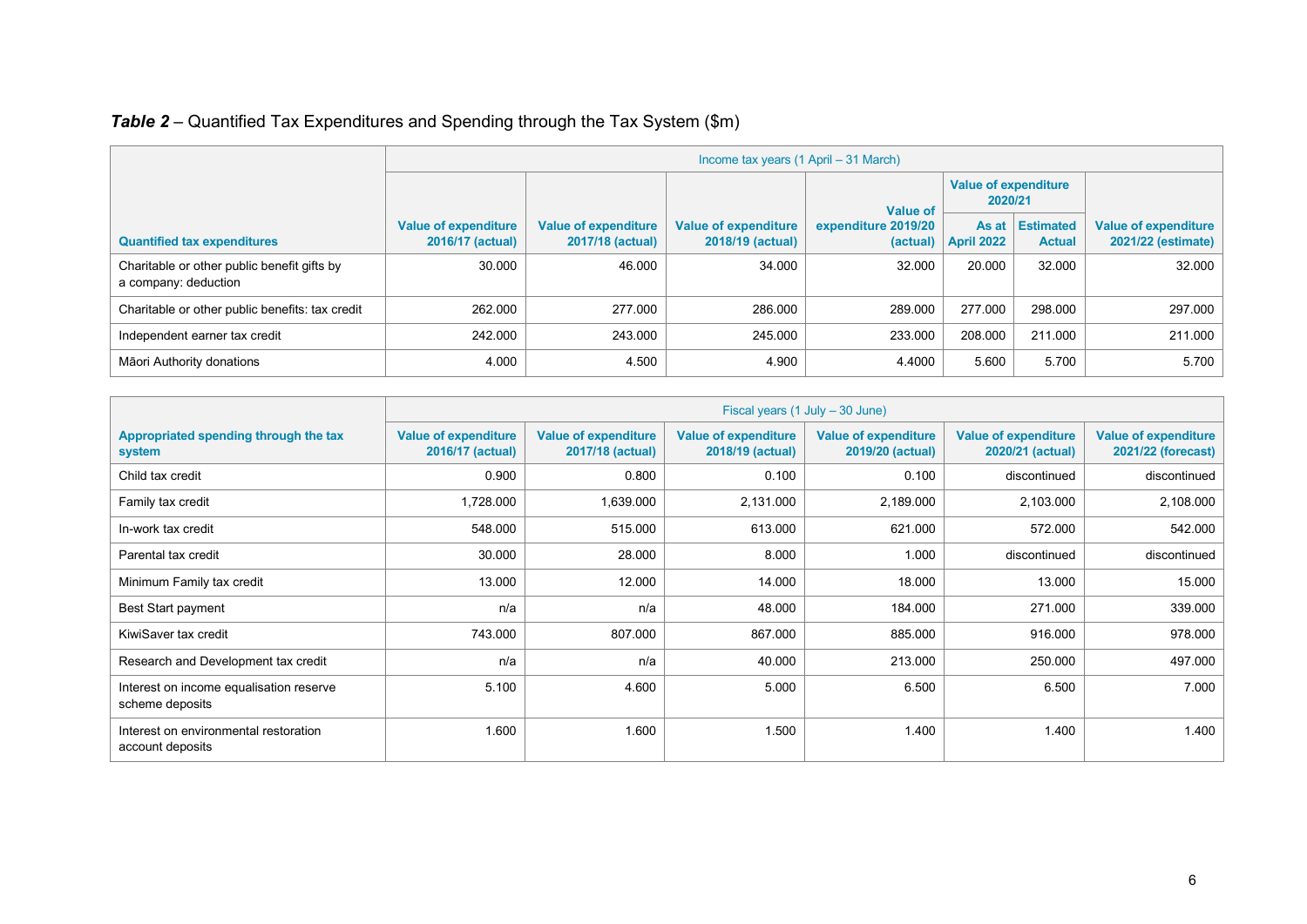***Table 2*** – Quantified Tax Expenditures and Spending through the Tax System ($m)

| Quantified tax expenditures | Income tax years (1 April – 31 March) | | | | | | |
|---|---|---|---|---|---|---|---|
| | Value of expenditure 2016/17 (actual) | Value of expenditure 2017/18 (actual) | Value of expenditure 2018/19 (actual) | Value of expenditure 2019/20 (actual) | Value of expenditure 2020/21 | | Value of expenditure 2021/22 (estimate) |
| | | | | | As at April 2022 | Estimated Actual | |
| Charitable or other public benefit gifts by a company: deduction | 30.000 | 46.000 | 34.000 | 32.000 | 20.000 | 32.000 | 32.000 |
| Charitable or other public benefits: tax credit | 262.000 | 277.000 | 286.000 | 289.000 | 277.000 | 298.000 | 297.000 |
| Independent earner tax credit | 242.000 | 243.000 | 245.000 | 233.000 | 208.000 | 211.000 | 211.000 |
| Māori Authority donations | 4.000 | 4.500 | 4.900 | 4.4000 | 5.600 | 5.700 | 5.700 |

| Appropriated spending through the tax system | Fiscal years (1 July – 30 June) | | | | | |
|---|---|---|---|---|---|---|
| | Value of expenditure 2016/17 (actual) | Value of expenditure 2017/18 (actual) | Value of expenditure 2018/19 (actual) | Value of expenditure 2019/20 (actual) | Value of expenditure 2020/21 (actual) | Value of expenditure 2021/22 (forecast) |
| Child tax credit | 0.900 | 0.800 | 0.100 | 0.100 | discontinued | discontinued |
| Family tax credit | 1,728.000 | 1,639.000 | 2,131.000 | 2,189.000 | 2,103.000 | 2,108.000 |
| In-work tax credit | 548.000 | 515.000 | 613.000 | 621.000 | 572.000 | 542.000 |
| Parental tax credit | 30.000 | 28.000 | 8.000 | 1.000 | discontinued | discontinued |
| Minimum Family tax credit | 13.000 | 12.000 | 14.000 | 18.000 | 13.000 | 15.000 |
| Best Start payment | n/a | n/a | 48.000 | 184.000 | 271.000 | 339.000 |
| KiwiSaver tax credit | 743.000 | 807.000 | 867.000 | 885.000 | 916.000 | 978.000 |
| Research and Development tax credit | n/a | n/a | 40.000 | 213.000 | 250.000 | 497.000 |
| Interest on income equalisation reserve scheme deposits | 5.100 | 4.600 | 5.000 | 6.500 | 6.500 | 7.000 |
| Interest on environmental restoration account deposits | 1.600 | 1.600 | 1.500 | 1.400 | 1.400 | 1.400 |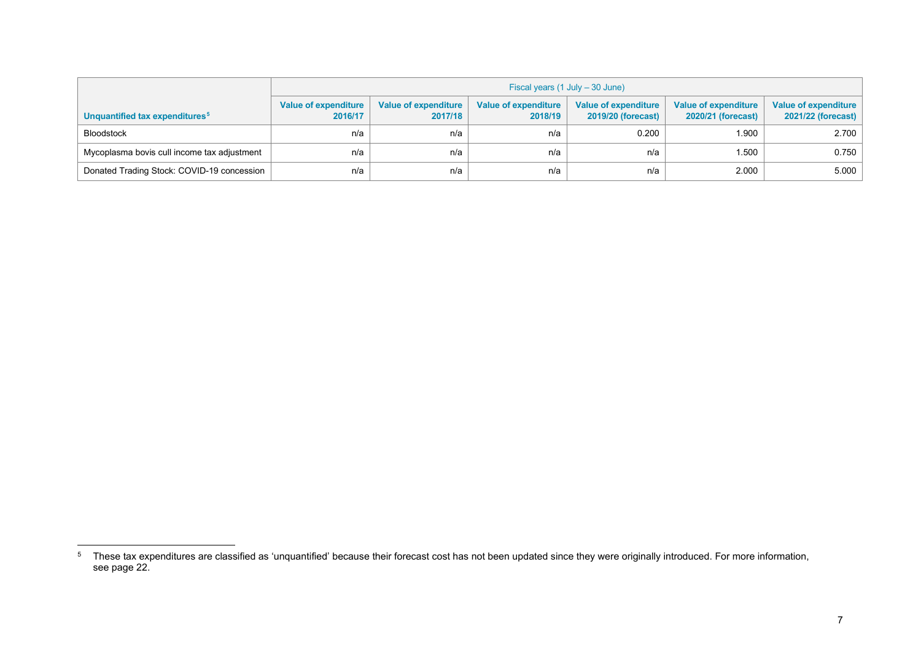| Unquantified tax expenditures[5] | Fiscal years (1 July – 30 June) | | | | | |
|---|---|---|---|---|---|---|
| | **Value of expenditure 2016/17** | **Value of expenditure 2017/18** | **Value of expenditure 2018/19** | **Value of expenditure 2019/20 (forecast)** | **Value of expenditure 2020/21 (forecast)** | **Value of expenditure 2021/22 (forecast)** |
| Bloodstock | n/a | n/a | n/a | 0.200 | 1.900 | 2.700 |
| Mycoplasma bovis cull income tax adjustment | n/a | n/a | n/a | n/a | 1.500 | 0.750 |
| Donated Trading Stock: COVID-19 concession | n/a | n/a | n/a | n/a | 2.000 | 5.000 |

[5] These tax expenditures are classified as 'unquantified' because their forecast cost has not been updated since they were originally introduced. For more information, see page 22.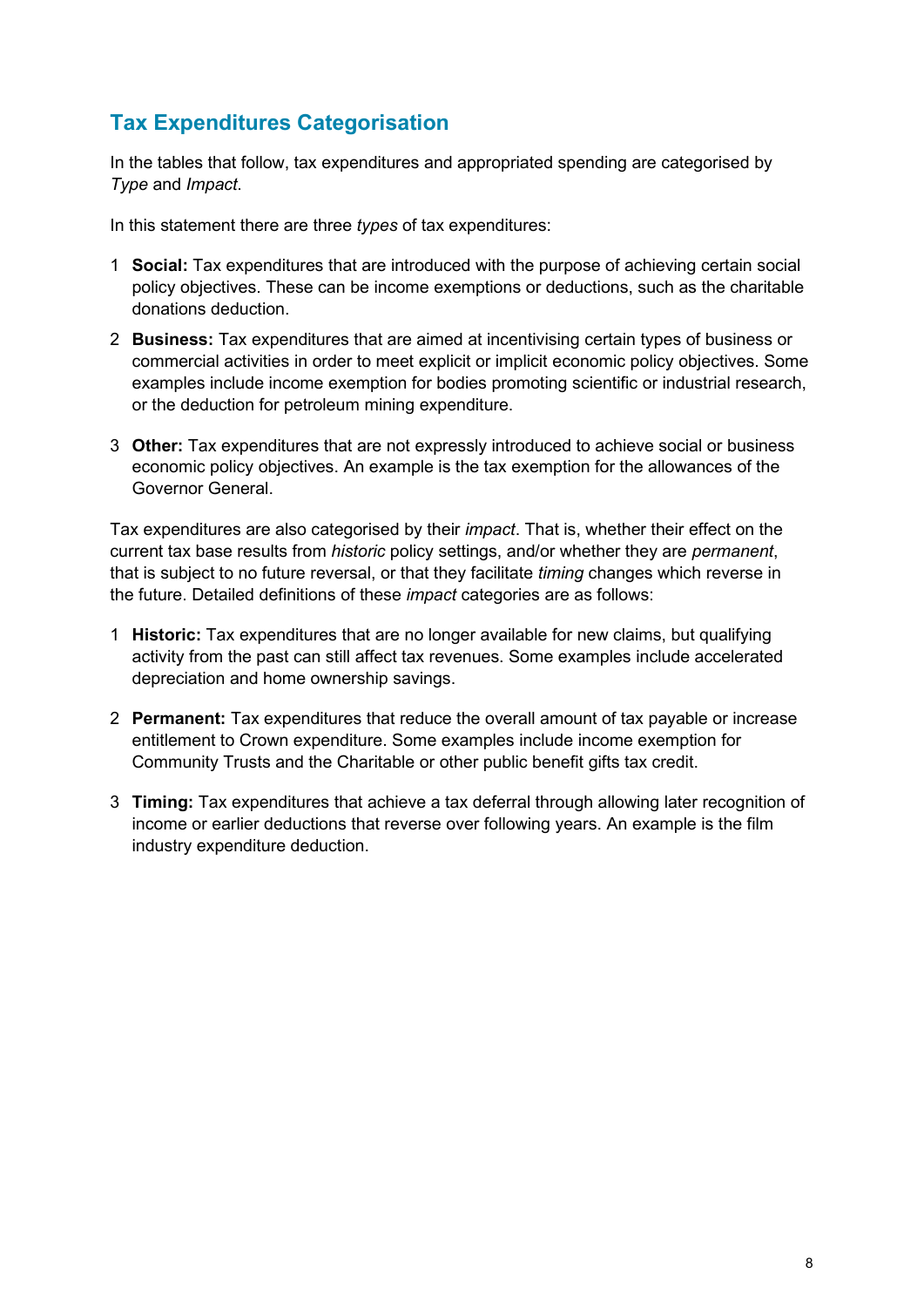## Tax Expenditures Categorisation

In the tables that follow, tax expenditures and appropriated spending are categorised by *Type* and *Impact*.

In this statement there are three *types* of tax expenditures:

1. **Social:** Tax expenditures that are introduced with the purpose of achieving certain social policy objectives. These can be income exemptions or deductions, such as the charitable donations deduction.
2. **Business:** Tax expenditures that are aimed at incentivising certain types of business or commercial activities in order to meet explicit or implicit economic policy objectives. Some examples include income exemption for bodies promoting scientific or industrial research, or the deduction for petroleum mining expenditure.
3. **Other:** Tax expenditures that are not expressly introduced to achieve social or business economic policy objectives. An example is the tax exemption for the allowances of the Governor General.

Tax expenditures are also categorised by their *impact*. That is, whether their effect on the current tax base results from *historic* policy settings, and/or whether they are *permanent*, that is subject to no future reversal, or that they facilitate *timing* changes which reverse in the future. Detailed definitions of these *impact* categories are as follows:

1. **Historic:** Tax expenditures that are no longer available for new claims, but qualifying activity from the past can still affect tax revenues. Some examples include accelerated depreciation and home ownership savings.
2. **Permanent:** Tax expenditures that reduce the overall amount of tax payable or increase entitlement to Crown expenditure. Some examples include income exemption for Community Trusts and the Charitable or other public benefit gifts tax credit.
3. **Timing:** Tax expenditures that achieve a tax deferral through allowing later recognition of income or earlier deductions that reverse over following years. An example is the film industry expenditure deduction.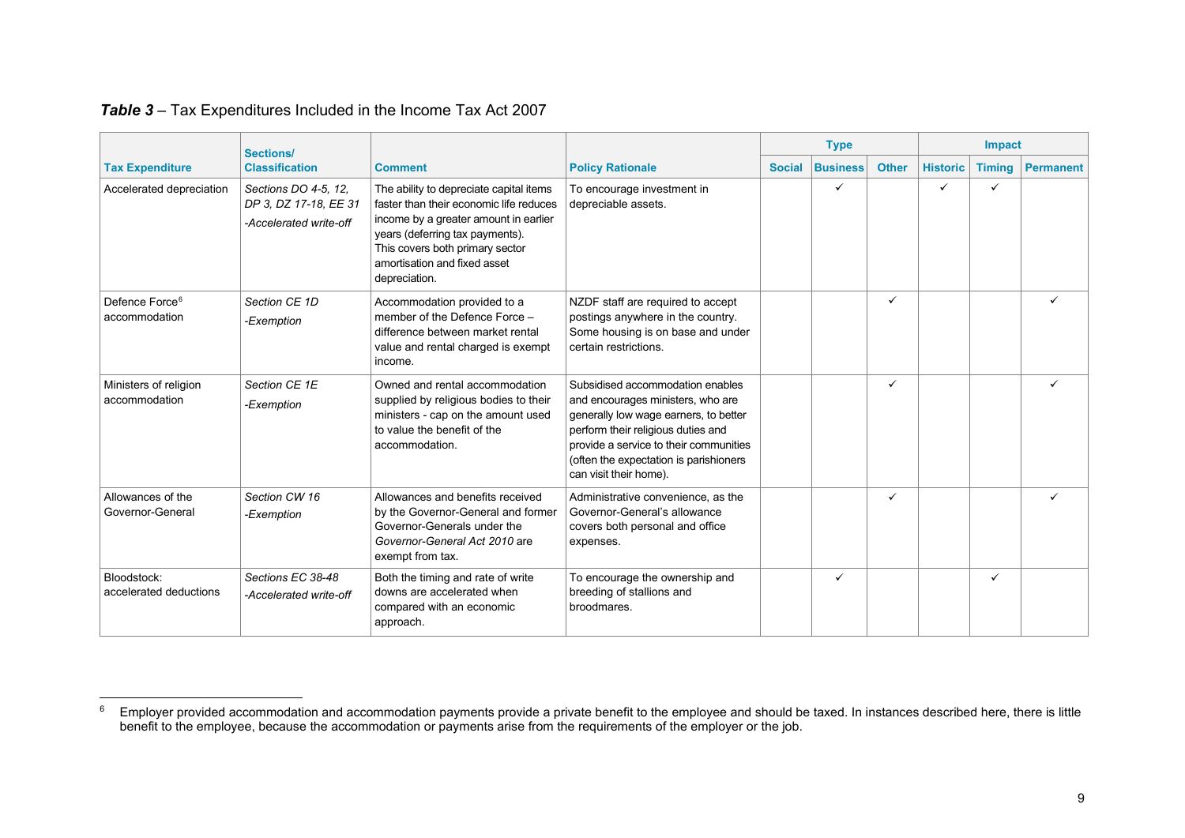**Table 3** – Tax Expenditures Included in the Income Tax Act 2007

| Tax Expenditure | Sections/ Classification | Comment | Policy Rationale | Type | | | Impact | | |
|---|---|---|---|---|---|---|---|---|---|
| | | | | Social | Business | Other | Historic | Timing | Permanent |
| Accelerated depreciation | *Sections DO 4-5, 12, DP 3, DZ 17-18, EE 31* *-Accelerated write-off* | The ability to depreciate capital items faster than their economic life reduces income by a greater amount in earlier years (deferring tax payments). This covers both primary sector amortisation and fixed asset depreciation. | To encourage investment in depreciable assets. | | ✓ | | ✓ | ✓ | |
| Defence Force[6] accommodation | *Section CE 1D* *-Exemption* | Accommodation provided to a member of the Defence Force – difference between market rental value and rental charged is exempt income. | NZDF staff are required to accept postings anywhere in the country. Some housing is on base and under certain restrictions. | | | ✓ | | | ✓ |
| Ministers of religion accommodation | *Section CE 1E* *-Exemption* | Owned and rental accommodation supplied by religious bodies to their ministers - cap on the amount used to value the benefit of the accommodation. | Subsidised accommodation enables and encourages ministers, who are generally low wage earners, to better perform their religious duties and provide a service to their communities (often the expectation is parishioners can visit their home). | | | ✓ | | | ✓ |
| Allowances of the Governor-General | *Section CW 16* *-Exemption* | Allowances and benefits received by the Governor-General and former Governor-Generals under the *Governor-General Act 2010* are exempt from tax. | Administrative convenience, as the Governor-General's allowance covers both personal and office expenses. | | | ✓ | | | ✓ |
| Bloodstock: accelerated deductions | *Sections EC 38-48* *-Accelerated write-off* | Both the timing and rate of write downs are accelerated when compared with an economic approach. | To encourage the ownership and breeding of stallions and broodmares. | | ✓ | | | ✓ | |

[6] Employer provided accommodation and accommodation payments provide a private benefit to the employee and should be taxed. In instances described here, there is little benefit to the employee, because the accommodation or payments arise from the requirements of the employer or the job.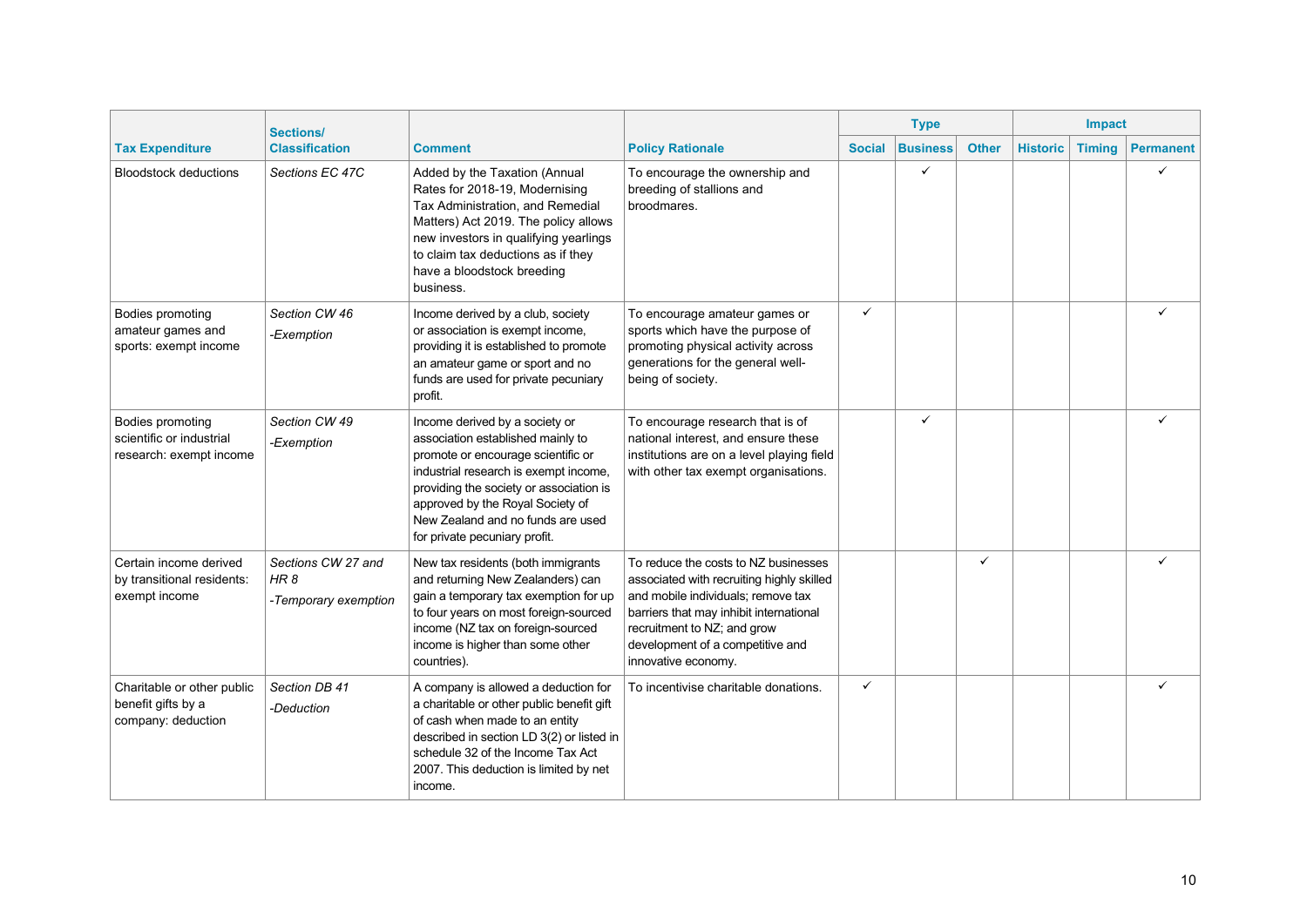| Tax Expenditure | Sections/ Classification | Comment | Policy Rationale | Type | | | Impact | | |
|---|---|---|---|---|---|---|---|---|---|
| | | | | Social | Business | Other | Historic | Timing | Permanent |
| Bloodstock deductions | *Sections EC 47C* | Added by the Taxation (Annual Rates for 2018-19, Modernising Tax Administration, and Remedial Matters) Act 2019. The policy allows new investors in qualifying yearlings to claim tax deductions as if they have a bloodstock breeding business. | To encourage the ownership and breeding of stallions and broodmares. | | ✓ | | | | ✓ |
| Bodies promoting amateur games and sports: exempt income | *Section CW 46* *-Exemption* | Income derived by a club, society or association is exempt income, providing it is established to promote an amateur game or sport and no funds are used for private pecuniary profit. | To encourage amateur games or sports which have the purpose of promoting physical activity across generations for the general well-being of society. | ✓ | | | | | ✓ |
| Bodies promoting scientific or industrial research: exempt income | *Section CW 49* *-Exemption* | Income derived by a society or association established mainly to promote or encourage scientific or industrial research is exempt income, providing the society or association is approved by the Royal Society of New Zealand and no funds are used for private pecuniary profit. | To encourage research that is of national interest, and ensure these institutions are on a level playing field with other tax exempt organisations. | | ✓ | | | | ✓ |
| Certain income derived by transitional residents: exempt income | *Sections CW 27 and HR 8* *-Temporary exemption* | New tax residents (both immigrants and returning New Zealanders) can gain a temporary tax exemption for up to four years on most foreign-sourced income (NZ tax on foreign-sourced income is higher than some other countries). | To reduce the costs to NZ businesses associated with recruiting highly skilled and mobile individuals; remove tax barriers that may inhibit international recruitment to NZ; and grow development of a competitive and innovative economy. | | | ✓ | | | ✓ |
| Charitable or other public benefit gifts by a company: deduction | *Section DB 41* *-Deduction* | A company is allowed a deduction for a charitable or other public benefit gift of cash when made to an entity described in section LD 3(2) or listed in schedule 32 of the Income Tax Act 2007. This deduction is limited by net income. | To incentivise charitable donations. | ✓ | | | | | ✓ |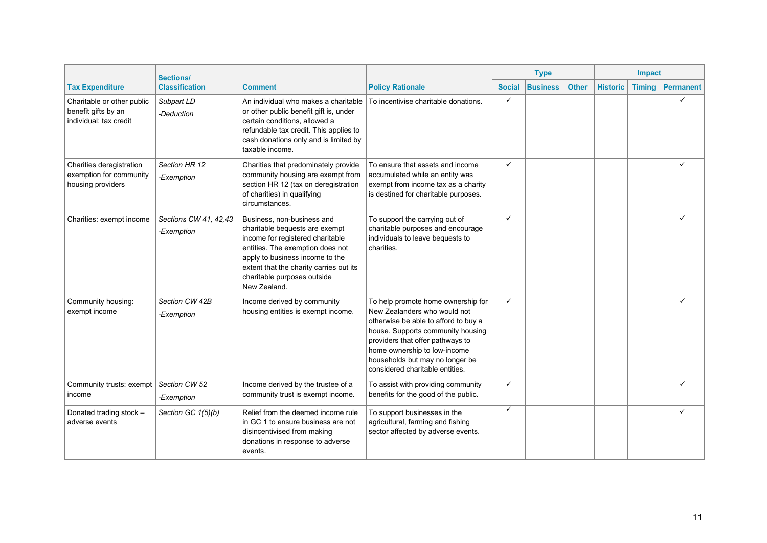| Tax Expenditure | Sections/ Classification | Comment | Policy Rationale | Type | | | Impact | | |
|---|---|---|---|---|---|---|---|---|---|
| | | | | Social | Business | Other | Historic | Timing | Permanent |
| Charitable or other public benefit gifts by an individual: tax credit | *Subpart LD* *-Deduction* | An individual who makes a charitable or other public benefit gift is, under certain conditions, allowed a refundable tax credit. This applies to cash donations only and is limited by taxable income. | To incentivise charitable donations. | ✓ | | | | | ✓ |
| Charities deregistration exemption for community housing providers | *Section HR 12* *-Exemption* | Charities that predominately provide community housing are exempt from section HR 12 (tax on deregistration of charities) in qualifying circumstances. | To ensure that assets and income accumulated while an entity was exempt from income tax as a charity is destined for charitable purposes. | ✓ | | | | | ✓ |
| Charities: exempt income | *Sections CW 41, 42,43* *-Exemption* | Business, non-business and charitable bequests are exempt income for registered charitable entities. The exemption does not apply to business income to the extent that the charity carries out its charitable purposes outside New Zealand. | To support the carrying out of charitable purposes and encourage individuals to leave bequests to charities. | ✓ | | | | | ✓ |
| Community housing: exempt income | *Section CW 42B* *-Exemption* | Income derived by community housing entities is exempt income. | To help promote home ownership for New Zealanders who would not otherwise be able to afford to buy a house. Supports community housing providers that offer pathways to home ownership to low-income households but may no longer be considered charitable entities. | ✓ | | | | | ✓ |
| Community trusts: exempt income | *Section CW 52* *-Exemption* | Income derived by the trustee of a community trust is exempt income. | To assist with providing community benefits for the good of the public. | ✓ | | | | | ✓ |
| Donated trading stock – adverse events | *Section GC 1(5)(b)* | Relief from the deemed income rule in GC 1 to ensure business are not disincentivised from making donations in response to adverse events. | To support businesses in the agricultural, farming and fishing sector affected by adverse events. | ✓ | | | | | ✓ |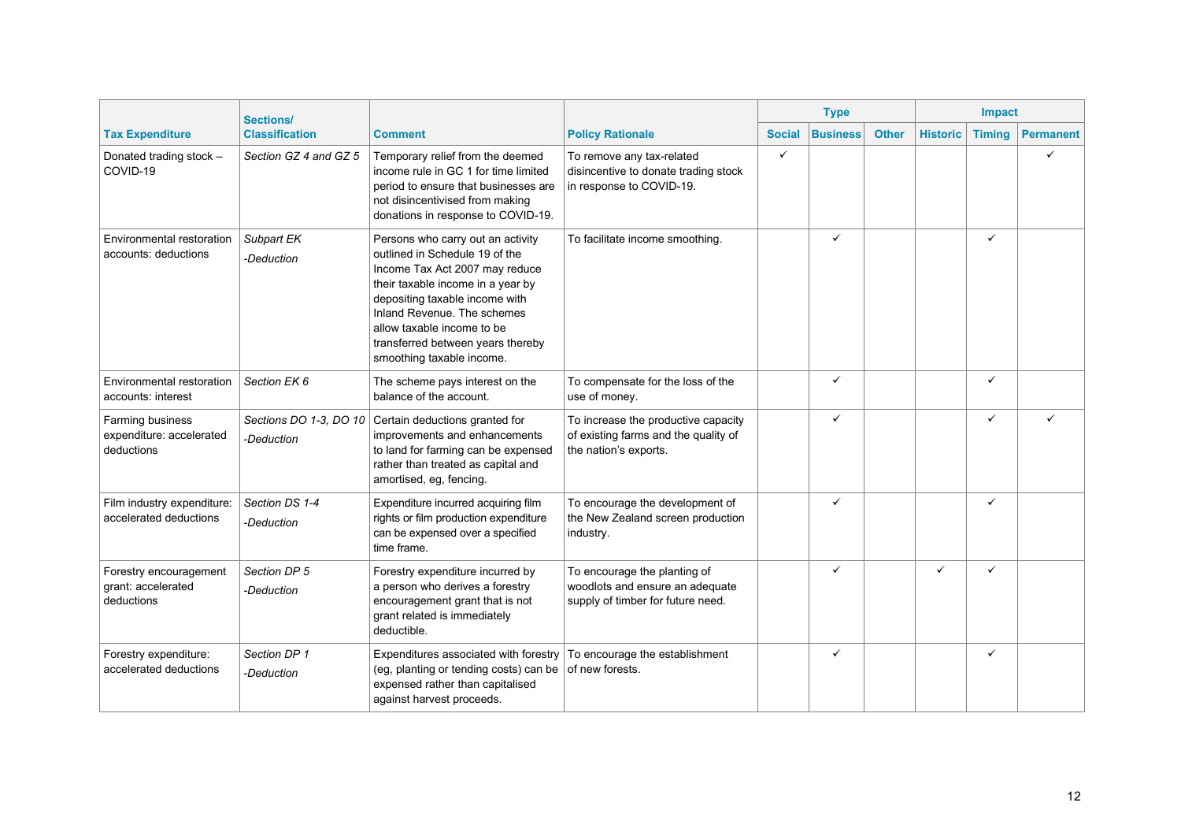| Tax Expenditure | Sections/ Classification | Comment | Policy Rationale | Type | | | Impact | | |
|---|---|---|---|---|---|---|---|---|---|
| | | | | Social | Business | Other | Historic | Timing | Permanent |
| Donated trading stock – COVID-19 | *Section GZ 4 and GZ 5* | Temporary relief from the deemed income rule in GC 1 for time limited period to ensure that businesses are not disincentivised from making donations in response to COVID-19. | To remove any tax-related disincentive to donate trading stock in response to COVID-19. | ✓ | | | | | ✓ |
| Environmental restoration accounts: deductions | *Subpart EK* *-Deduction* | Persons who carry out an activity outlined in Schedule 19 of the Income Tax Act 2007 may reduce their taxable income in a year by depositing taxable income with Inland Revenue. The schemes allow taxable income to be transferred between years thereby smoothing taxable income. | To facilitate income smoothing. | | ✓ | | | ✓ | |
| Environmental restoration accounts: interest | *Section EK 6* | The scheme pays interest on the balance of the account. | To compensate for the loss of the use of money. | | ✓ | | | ✓ | |
| Farming business expenditure: accelerated deductions | *Sections DO 1-3, DO 10* *-Deduction* | Certain deductions granted for improvements and enhancements to land for farming can be expensed rather than treated as capital and amortised, eg, fencing. | To increase the productive capacity of existing farms and the quality of the nation's exports. | | ✓ | | | ✓ | ✓ |
| Film industry expenditure: accelerated deductions | *Section DS 1-4* *-Deduction* | Expenditure incurred acquiring film rights or film production expenditure can be expensed over a specified time frame. | To encourage the development of the New Zealand screen production industry. | | ✓ | | | ✓ | |
| Forestry encouragement grant: accelerated deductions | *Section DP 5* *-Deduction* | Forestry expenditure incurred by a person who derives a forestry encouragement grant that is not grant related is immediately deductible. | To encourage the planting of woodlots and ensure an adequate supply of timber for future need. | | ✓ | | ✓ | ✓ | |
| Forestry expenditure: accelerated deductions | *Section DP 1* *-Deduction* | Expenditures associated with forestry (eg, planting or tending costs) can be expensed rather than capitalised against harvest proceeds. | To encourage the establishment of new forests. | | ✓ | | | ✓ | |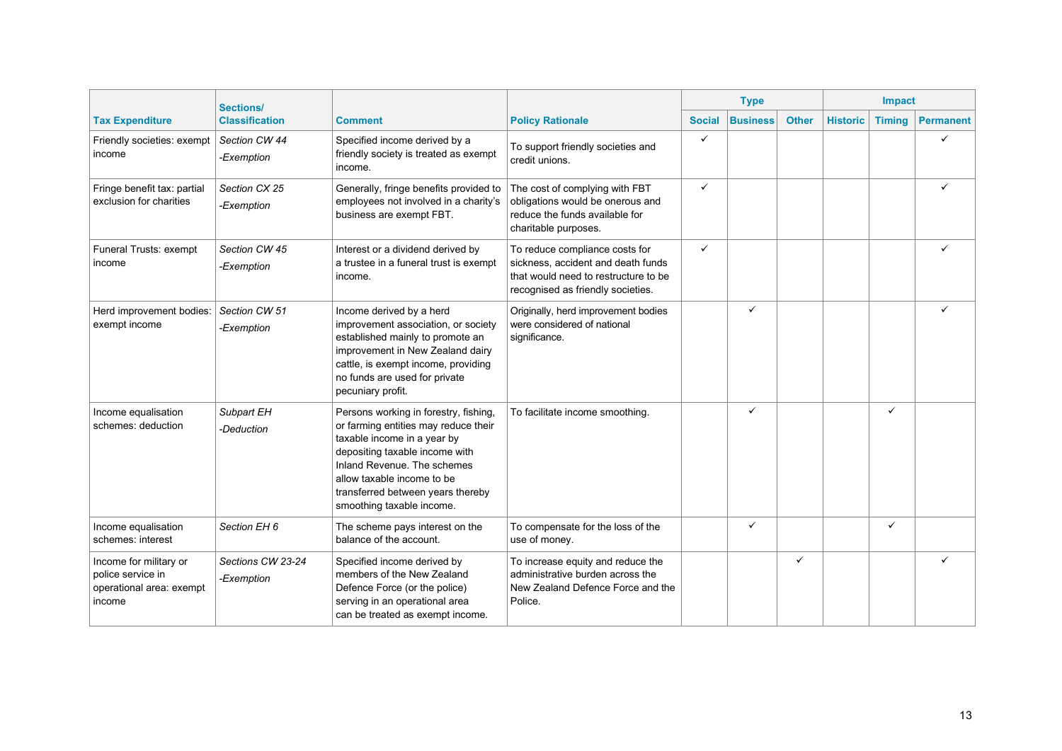| Tax Expenditure | Sections/ Classification | Comment | Policy Rationale | Type | | | Impact | | |
|---|---|---|---|---|---|---|---|---|---|
| | | | | Social | Business | Other | Historic | Timing | Permanent |
| Friendly societies: exempt income | *Section CW 44* *-Exemption* | Specified income derived by a friendly society is treated as exempt income. | To support friendly societies and credit unions. | ✓ | | | | | ✓ |
| Fringe benefit tax: partial exclusion for charities | *Section CX 25* *-Exemption* | Generally, fringe benefits provided to employees not involved in a charity's business are exempt FBT. | The cost of complying with FBT obligations would be onerous and reduce the funds available for charitable purposes. | ✓ | | | | | ✓ |
| Funeral Trusts: exempt income | *Section CW 45* *-Exemption* | Interest or a dividend derived by a trustee in a funeral trust is exempt income. | To reduce compliance costs for sickness, accident and death funds that would need to restructure to be recognised as friendly societies. | ✓ | | | | | ✓ |
| Herd improvement bodies: exempt income | *Section CW 51* *-Exemption* | Income derived by a herd improvement association, or society established mainly to promote an improvement in New Zealand dairy cattle, is exempt income, providing no funds are used for private pecuniary profit. | Originally, herd improvement bodies were considered of national significance. | | ✓ | | | | ✓ |
| Income equalisation schemes: deduction | *Subpart EH* *-Deduction* | Persons working in forestry, fishing, or farming entities may reduce their taxable income in a year by depositing taxable income with Inland Revenue. The schemes allow taxable income to be transferred between years thereby smoothing taxable income. | To facilitate income smoothing. | | ✓ | | | ✓ | |
| Income equalisation schemes: interest | *Section EH 6* | The scheme pays interest on the balance of the account. | To compensate for the loss of the use of money. | | ✓ | | | ✓ | |
| Income for military or police service in operational area: exempt income | *Sections CW 23-24* *-Exemption* | Specified income derived by members of the New Zealand Defence Force (or the police) serving in an operational area can be treated as exempt income. | To increase equity and reduce the administrative burden across the New Zealand Defence Force and the Police. | | | ✓ | | | ✓ |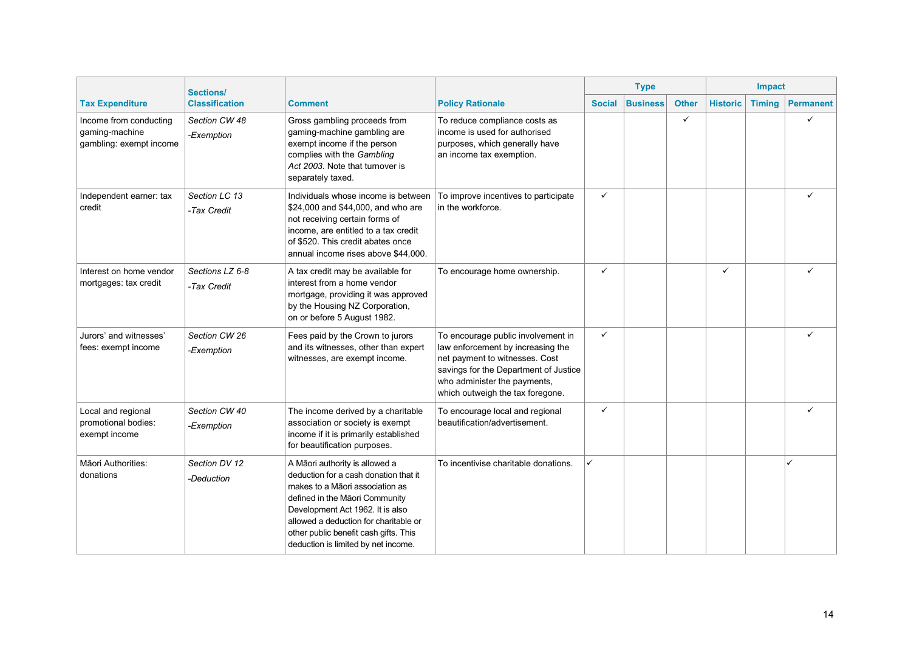| Tax Expenditure | Sections/ Classification | Comment | Policy Rationale | Type | | | Impact | | |
|---|---|---|---|---|---|---|---|---|---|
| | | | | Social | Business | Other | Historic | Timing | Permanent |
| Income from conducting gaming-machine gambling: exempt income | *Section CW 48* *-Exemption* | Gross gambling proceeds from gaming-machine gambling are exempt income if the person complies with the *Gambling Act 2003*. Note that turnover is separately taxed. | To reduce compliance costs as income is used for authorised purposes, which generally have an income tax exemption. | | | ✓ | | | ✓ |
| Independent earner: tax credit | *Section LC 13* *-Tax Credit* | Individuals whose income is between $24,000 and $44,000, and who are not receiving certain forms of income, are entitled to a tax credit of $520. This credit abates once annual income rises above $44,000. | To improve incentives to participate in the workforce. | ✓ | | | | | ✓ |
| Interest on home vendor mortgages: tax credit | *Sections LZ 6-8* *-Tax Credit* | A tax credit may be available for interest from a home vendor mortgage, providing it was approved by the Housing NZ Corporation, on or before 5 August 1982. | To encourage home ownership. | ✓ | | | ✓ | | ✓ |
| Jurors' and witnesses' fees: exempt income | *Section CW 26* *-Exemption* | Fees paid by the Crown to jurors and its witnesses, other than expert witnesses, are exempt income. | To encourage public involvement in law enforcement by increasing the net payment to witnesses. Cost savings for the Department of Justice who administer the payments, which outweigh the tax foregone. | ✓ | | | | | ✓ |
| Local and regional promotional bodies: exempt income | *Section CW 40* *-Exemption* | The income derived by a charitable association or society is exempt income if it is primarily established for beautification purposes. | To encourage local and regional beautification/advertisement. | ✓ | | | | | ✓ |
| Māori Authorities: donations | *Section DV 12* *-Deduction* | A Māori authority is allowed a deduction for a cash donation that it makes to a Māori association as defined in the Māori Community Development Act 1962. It is also allowed a deduction for charitable or other public benefit cash gifts. This deduction is limited by net income. | To incentivise charitable donations. | ✓ | | | | | ✓ |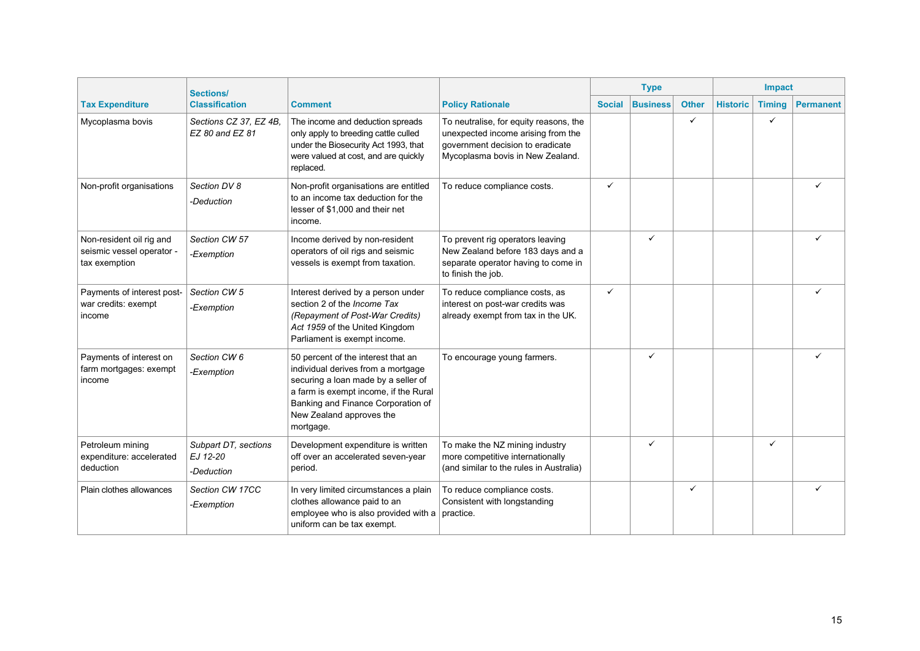| Tax Expenditure | Sections/ Classification | Comment | Policy Rationale | Type | | | Impact | | |
|---|---|---|---|---|---|---|---|---|---|
| | | | | Social | Business | Other | Historic | Timing | Permanent |
| Mycoplasma bovis | *Sections CZ 37, EZ 4B, EZ 80 and EZ 81* | The income and deduction spreads only apply to breeding cattle culled under the Biosecurity Act 1993, that were valued at cost, and are quickly replaced. | To neutralise, for equity reasons, the unexpected income arising from the government decision to eradicate Mycoplasma bovis in New Zealand. | | | ✓ | | ✓ | |
| Non-profit organisations | *Section DV 8* *-Deduction* | Non-profit organisations are entitled to an income tax deduction for the lesser of $1,000 and their net income. | To reduce compliance costs. | ✓ | | | | | ✓ |
| Non-resident oil rig and seismic vessel operator - tax exemption | *Section CW 57* *-Exemption* | Income derived by non-resident operators of oil rigs and seismic vessels is exempt from taxation. | To prevent rig operators leaving New Zealand before 183 days and a separate operator having to come in to finish the job. | | ✓ | | | | ✓ |
| Payments of interest post-war credits: exempt income | *Section CW 5* *-Exemption* | Interest derived by a person under section 2 of the *Income Tax (Repayment of Post-War Credits) Act 1959* of the United Kingdom Parliament is exempt income. | To reduce compliance costs, as interest on post-war credits was already exempt from tax in the UK. | ✓ | | | | | ✓ |
| Payments of interest on farm mortgages: exempt income | *Section CW 6* *-Exemption* | 50 percent of the interest that an individual derives from a mortgage securing a loan made by a seller of a farm is exempt income, if the Rural Banking and Finance Corporation of New Zealand approves the mortgage. | To encourage young farmers. | | ✓ | | | | ✓ |
| Petroleum mining expenditure: accelerated deduction | *Subpart DT, sections EJ 12-20* *-Deduction* | Development expenditure is written off over an accelerated seven-year period. | To make the NZ mining industry more competitive internationally (and similar to the rules in Australia) | | ✓ | | | ✓ | |
| Plain clothes allowances | *Section CW 17CC* *-Exemption* | In very limited circumstances a plain clothes allowance paid to an employee who is also provided with a uniform can be tax exempt. | To reduce compliance costs. Consistent with longstanding practice. | | | ✓ | | | ✓ |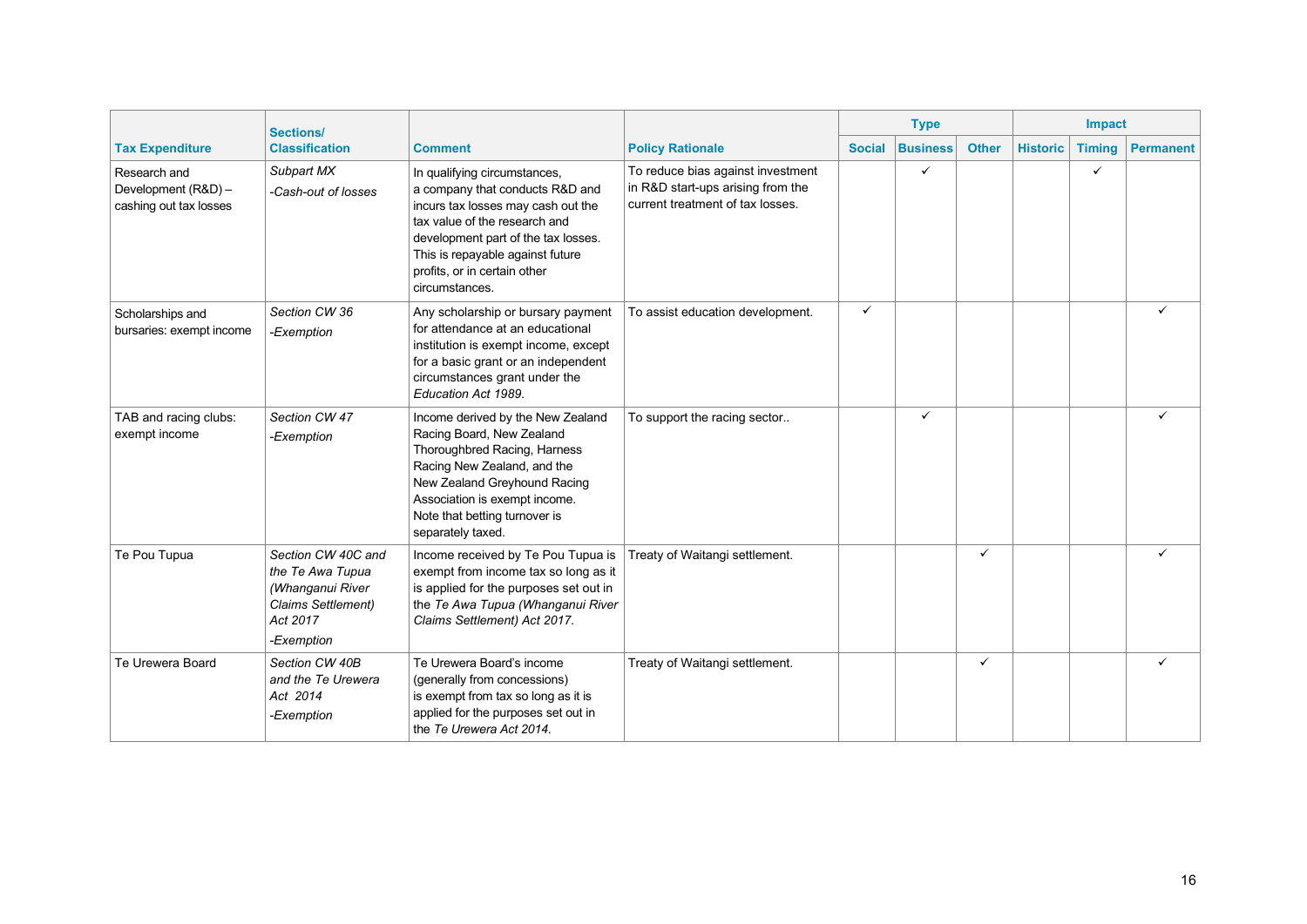| Tax Expenditure | Sections/ Classification | Comment | Policy Rationale | Type | | | Impact | | |
|---|---|---|---|---|---|---|---|---|---|
| | | | | Social | Business | Other | Historic | Timing | Permanent |
| Research and Development (R&D) – cashing out tax losses | *Subpart MX* *-Cash-out of losses* | In qualifying circumstances, a company that conducts R&D and incurs tax losses may cash out the tax value of the research and development part of the tax losses. This is repayable against future profits, or in certain other circumstances. | To reduce bias against investment in R&D start-ups arising from the current treatment of tax losses. | | ✓ | | | ✓ | |
| Scholarships and bursaries: exempt income | *Section CW 36* *-Exemption* | Any scholarship or bursary payment for attendance at an educational institution is exempt income, except for a basic grant or an independent circumstances grant under the *Education Act 1989*. | To assist education development. | ✓ | | | | | ✓ |
| TAB and racing clubs: exempt income | *Section CW 47* *-Exemption* | Income derived by the New Zealand Racing Board, New Zealand Thoroughbred Racing, Harness Racing New Zealand, and the New Zealand Greyhound Racing Association is exempt income. Note that betting turnover is separately taxed. | To support the racing sector.. | | ✓ | | | | ✓ |
| Te Pou Tupua | *Section CW 40C and the Te Awa Tupua (Whanganui River Claims Settlement) Act 2017* *-Exemption* | Income received by Te Pou Tupua is exempt from income tax so long as it is applied for the purposes set out in the *Te Awa Tupua (Whanganui River Claims Settlement) Act 2017.* | Treaty of Waitangi settlement. | | | ✓ | | | ✓ |
| Te Urewera Board | *Section CW 40B and the Te Urewera Act 2014* *-Exemption* | Te Urewera Board's income (generally from concessions) is exempt from tax so long as it is applied for the purposes set out in the *Te Urewera Act 2014.* | Treaty of Waitangi settlement. | | | ✓ | | | ✓ |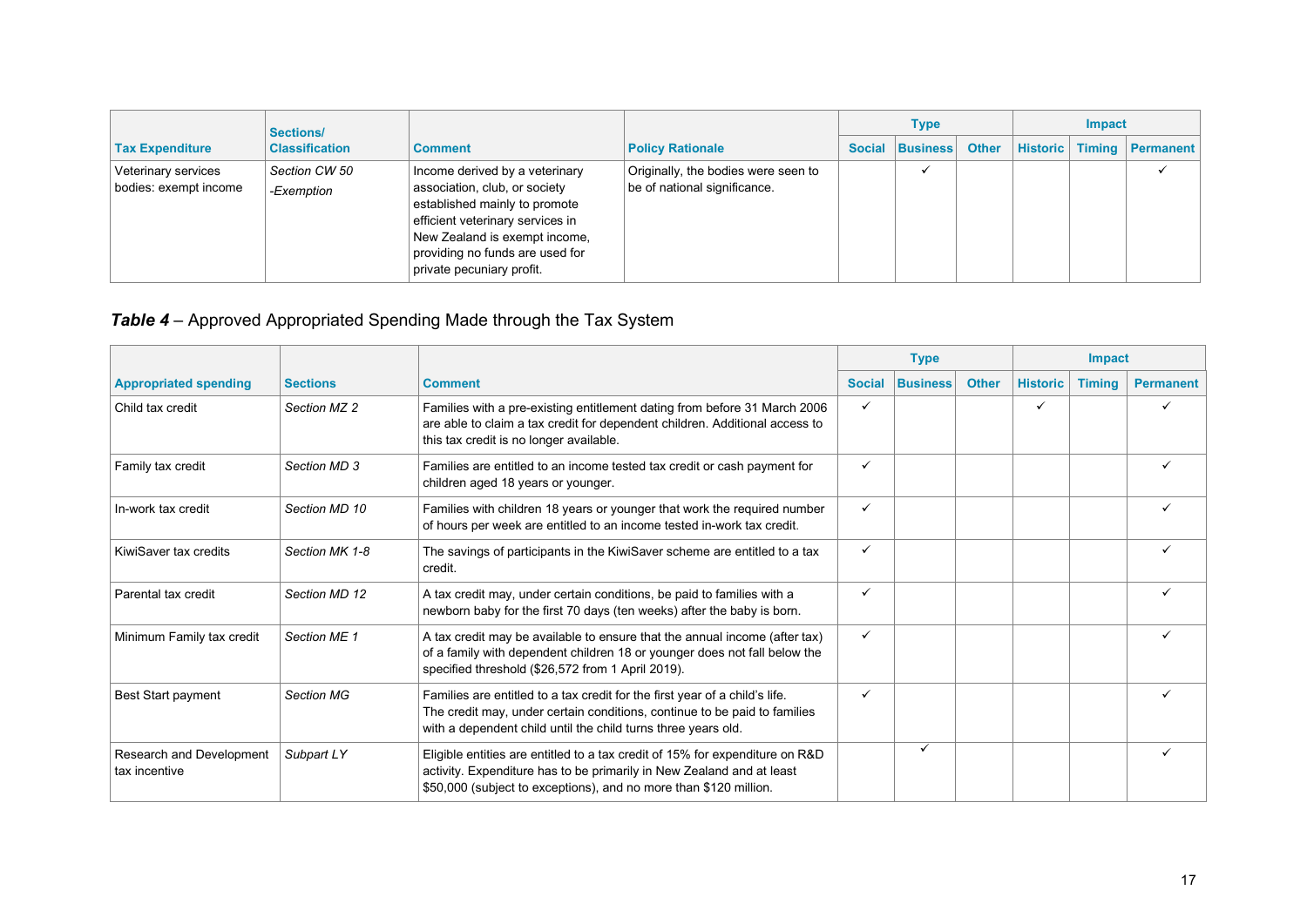| Tax Expenditure | Sections/ Classification | Comment | Policy Rationale | Type | | | Impact | | |
|---|---|---|---|---|---|---|---|---|---|
| | | | | Social | Business | Other | Historic | Timing | Permanent |
| Veterinary services bodies: exempt income | *Section CW 50* *-Exemption* | Income derived by a veterinary association, club, or society established mainly to promote efficient veterinary services in New Zealand is exempt income, providing no funds are used for private pecuniary profit. | Originally, the bodies were seen to be of national significance. | | ✓ | | | | ✓ |

### ***Table 4*** – Approved Appropriated Spending Made through the Tax System

| Appropriated spending | Sections | Comment | Type | | | Impact | | |
|---|---|---|---|---|---|---|---|---|
| | | | Social | Business | Other | Historic | Timing | Permanent |
| Child tax credit | *Section MZ 2* | Families with a pre-existing entitlement dating from before 31 March 2006 are able to claim a tax credit for dependent children. Additional access to this tax credit is no longer available. | ✓ | | | ✓ | | ✓ |
| Family tax credit | *Section MD 3* | Families are entitled to an income tested tax credit or cash payment for children aged 18 years or younger. | ✓ | | | | | ✓ |
| In-work tax credit | *Section MD 10* | Families with children 18 years or younger that work the required number of hours per week are entitled to an income tested in-work tax credit. | ✓ | | | | | ✓ |
| KiwiSaver tax credits | *Section MK 1-8* | The savings of participants in the KiwiSaver scheme are entitled to a tax credit. | ✓ | | | | | ✓ |
| Parental tax credit | *Section MD 12* | A tax credit may, under certain conditions, be paid to families with a newborn baby for the first 70 days (ten weeks) after the baby is born. | ✓ | | | | | ✓ |
| Minimum Family tax credit | *Section ME 1* | A tax credit may be available to ensure that the annual income (after tax) of a family with dependent children 18 or younger does not fall below the specified threshold ($26,572 from 1 April 2019). | ✓ | | | | | ✓ |
| Best Start payment | *Section MG* | Families are entitled to a tax credit for the first year of a child's life. The credit may, under certain conditions, continue to be paid to families with a dependent child until the child turns three years old. | ✓ | | | | | ✓ |
| Research and Development tax incentive | *Subpart LY* | Eligible entities are entitled to a tax credit of 15% for expenditure on R&D activity. Expenditure has to be primarily in New Zealand and at least $50,000 (subject to exceptions), and no more than $120 million. | | ✓ | | | | ✓ |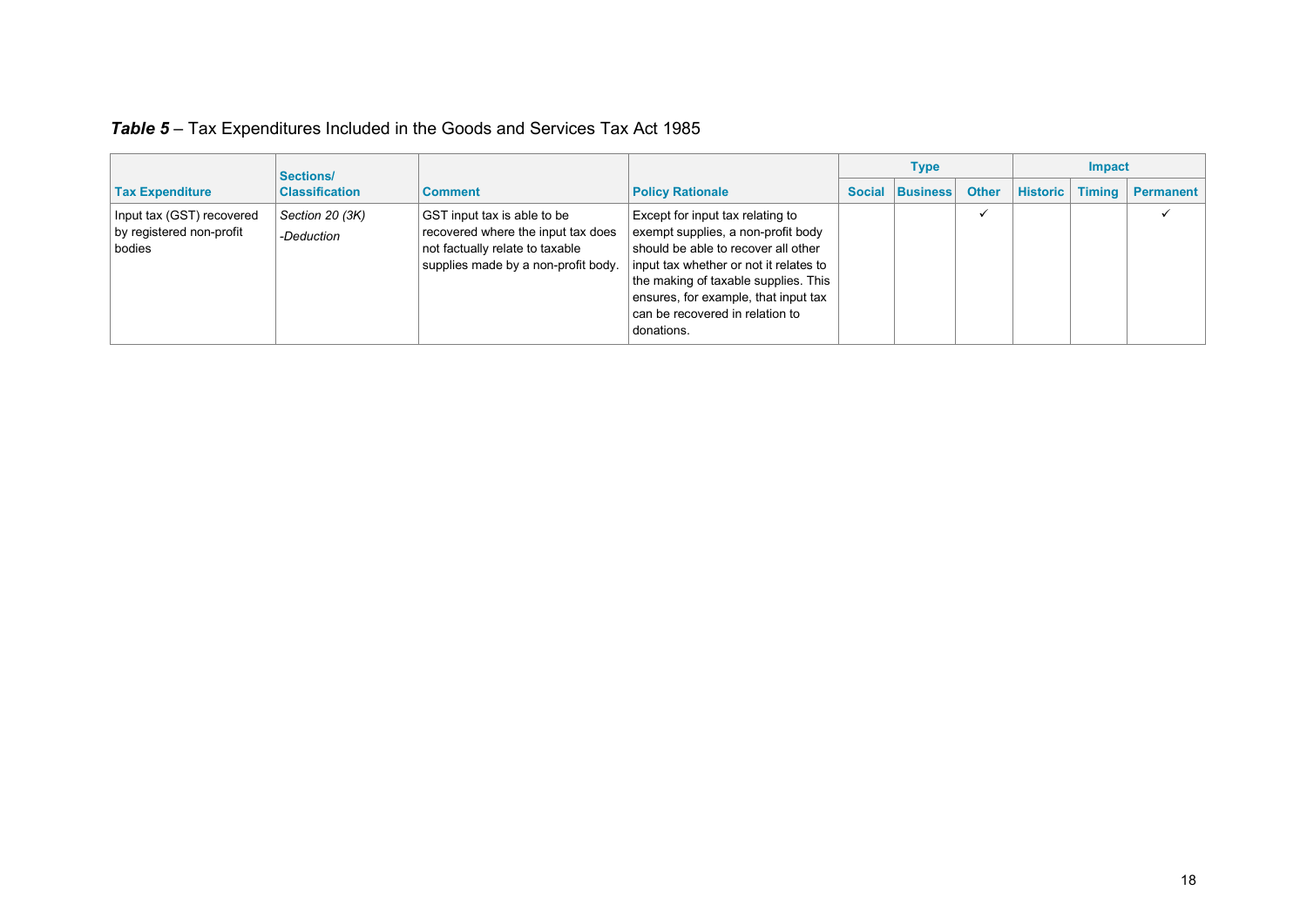***Table 5*** – Tax Expenditures Included in the Goods and Services Tax Act 1985

| Tax Expenditure | Sections/ Classification | Comment | Policy Rationale | Type | | | Impact | | |
|---|---|---|---|---|---|---|---|---|---|
| | | | | Social | Business | Other | Historic | Timing | Permanent |
| Input tax (GST) recovered by registered non-profit bodies | *Section 20 (3K)* *-Deduction* | GST input tax is able to be recovered where the input tax does not factually relate to taxable supplies made by a non-profit body. | Except for input tax relating to exempt supplies, a non-profit body should be able to recover all other input tax whether or not it relates to the making of taxable supplies. This ensures, for example, that input tax can be recovered in relation to donations. | | | ✓ | | | ✓ |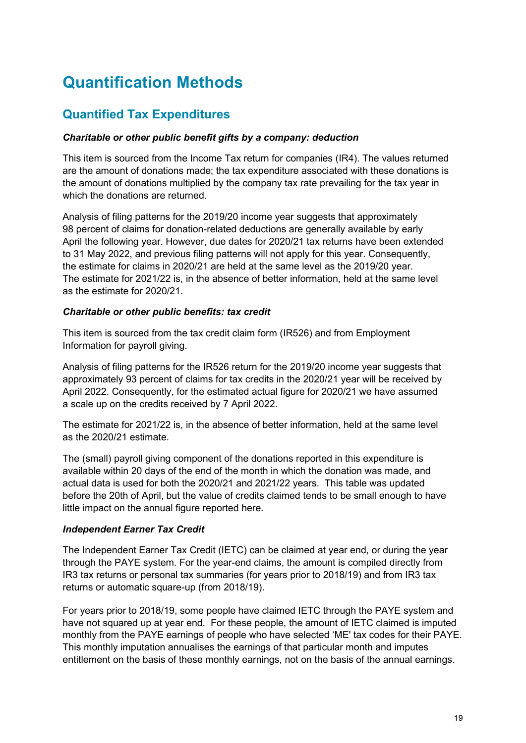# Quantification Methods

## Quantified Tax Expenditures

***Charitable or other public benefit gifts by a company: deduction***

This item is sourced from the Income Tax return for companies (IR4). The values returned are the amount of donations made; the tax expenditure associated with these donations is the amount of donations multiplied by the company tax rate prevailing for the tax year in which the donations are returned.

Analysis of filing patterns for the 2019/20 income year suggests that approximately 98 percent of claims for donation-related deductions are generally available by early April the following year. However, due dates for 2020/21 tax returns have been extended to 31 May 2022, and previous filing patterns will not apply for this year. Consequently, the estimate for claims in 2020/21 are held at the same level as the 2019/20 year. The estimate for 2021/22 is, in the absence of better information, held at the same level as the estimate for 2020/21.

***Charitable or other public benefits: tax credit***

This item is sourced from the tax credit claim form (IR526) and from Employment Information for payroll giving.

Analysis of filing patterns for the IR526 return for the 2019/20 income year suggests that approximately 93 percent of claims for tax credits in the 2020/21 year will be received by April 2022. Consequently, for the estimated actual figure for 2020/21 we have assumed a scale up on the credits received by 7 April 2022.

The estimate for 2021/22 is, in the absence of better information, held at the same level as the 2020/21 estimate.

The (small) payroll giving component of the donations reported in this expenditure is available within 20 days of the end of the month in which the donation was made, and actual data is used for both the 2020/21 and 2021/22 years. This table was updated before the 20th of April, but the value of credits claimed tends to be small enough to have little impact on the annual figure reported here.

***Independent Earner Tax Credit***

The Independent Earner Tax Credit (IETC) can be claimed at year end, or during the year through the PAYE system. For the year-end claims, the amount is compiled directly from IR3 tax returns or personal tax summaries (for years prior to 2018/19) and from IR3 tax returns or automatic square-up (from 2018/19).

For years prior to 2018/19, some people have claimed IETC through the PAYE system and have not squared up at year end. For these people, the amount of IETC claimed is imputed monthly from the PAYE earnings of people who have selected 'ME' tax codes for their PAYE. This monthly imputation annualises the earnings of that particular month and imputes entitlement on the basis of these monthly earnings, not on the basis of the annual earnings.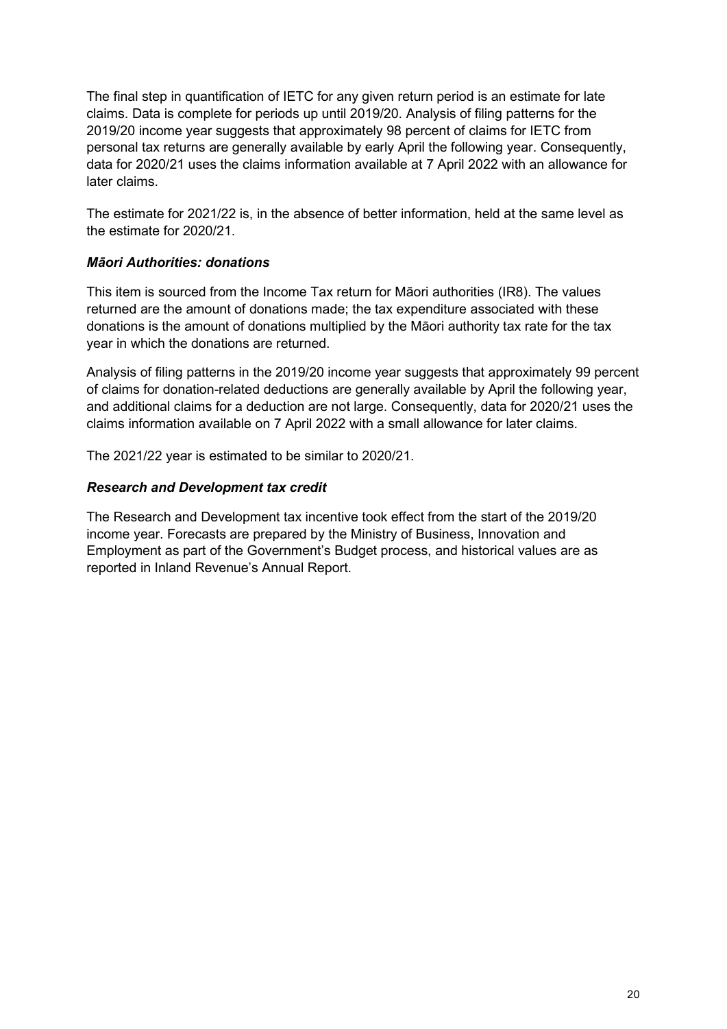The final step in quantification of IETC for any given return period is an estimate for late claims. Data is complete for periods up until 2019/20. Analysis of filing patterns for the 2019/20 income year suggests that approximately 98 percent of claims for IETC from personal tax returns are generally available by early April the following year. Consequently, data for 2020/21 uses the claims information available at 7 April 2022 with an allowance for later claims.

The estimate for 2021/22 is, in the absence of better information, held at the same level as the estimate for 2020/21.

### *Māori Authorities: donations*

This item is sourced from the Income Tax return for Māori authorities (IR8). The values returned are the amount of donations made; the tax expenditure associated with these donations is the amount of donations multiplied by the Māori authority tax rate for the tax year in which the donations are returned.

Analysis of filing patterns in the 2019/20 income year suggests that approximately 99 percent of claims for donation-related deductions are generally available by April the following year, and additional claims for a deduction are not large. Consequently, data for 2020/21 uses the claims information available on 7 April 2022 with a small allowance for later claims.

The 2021/22 year is estimated to be similar to 2020/21.

### *Research and Development tax credit*

The Research and Development tax incentive took effect from the start of the 2019/20 income year. Forecasts are prepared by the Ministry of Business, Innovation and Employment as part of the Government's Budget process, and historical values are as reported in Inland Revenue's Annual Report.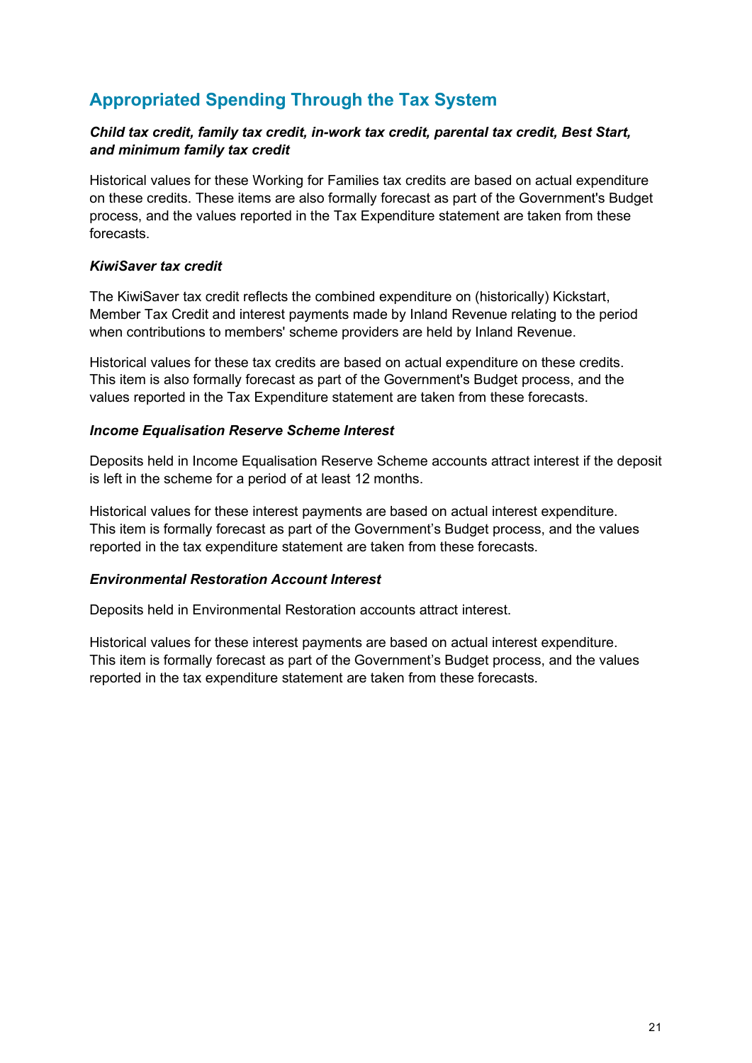## Appropriated Spending Through the Tax System

***Child tax credit, family tax credit, in-work tax credit, parental tax credit, Best Start, and minimum family tax credit***

Historical values for these Working for Families tax credits are based on actual expenditure on these credits. These items are also formally forecast as part of the Government's Budget process, and the values reported in the Tax Expenditure statement are taken from these forecasts.

***KiwiSaver tax credit***

The KiwiSaver tax credit reflects the combined expenditure on (historically) Kickstart, Member Tax Credit and interest payments made by Inland Revenue relating to the period when contributions to members' scheme providers are held by Inland Revenue.

Historical values for these tax credits are based on actual expenditure on these credits. This item is also formally forecast as part of the Government's Budget process, and the values reported in the Tax Expenditure statement are taken from these forecasts.

***Income Equalisation Reserve Scheme Interest***

Deposits held in Income Equalisation Reserve Scheme accounts attract interest if the deposit is left in the scheme for a period of at least 12 months.

Historical values for these interest payments are based on actual interest expenditure. This item is formally forecast as part of the Government's Budget process, and the values reported in the tax expenditure statement are taken from these forecasts.

***Environmental Restoration Account Interest***

Deposits held in Environmental Restoration accounts attract interest.

Historical values for these interest payments are based on actual interest expenditure. This item is formally forecast as part of the Government's Budget process, and the values reported in the tax expenditure statement are taken from these forecasts.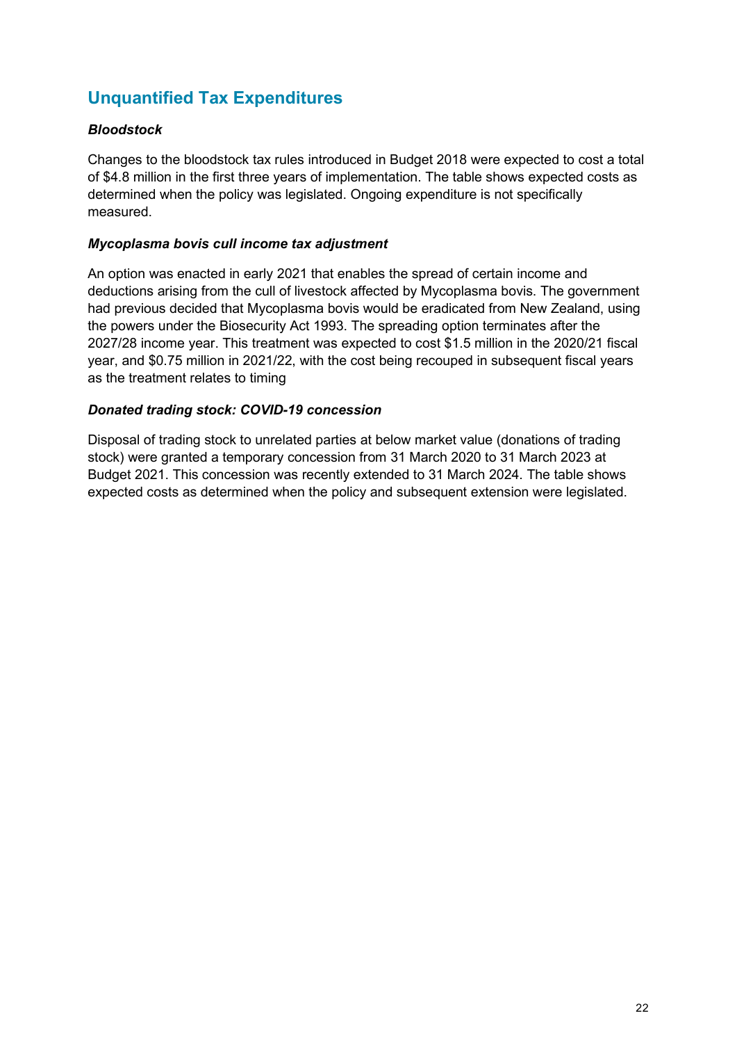## Unquantified Tax Expenditures

### *Bloodstock*

Changes to the bloodstock tax rules introduced in Budget 2018 were expected to cost a total of $4.8 million in the first three years of implementation. The table shows expected costs as determined when the policy was legislated. Ongoing expenditure is not specifically measured.

### *Mycoplasma bovis cull income tax adjustment*

An option was enacted in early 2021 that enables the spread of certain income and deductions arising from the cull of livestock affected by Mycoplasma bovis. The government had previous decided that Mycoplasma bovis would be eradicated from New Zealand, using the powers under the Biosecurity Act 1993. The spreading option terminates after the 2027/28 income year. This treatment was expected to cost $1.5 million in the 2020/21 fiscal year, and $0.75 million in 2021/22, with the cost being recouped in subsequent fiscal years as the treatment relates to timing

### *Donated trading stock: COVID-19 concession*

Disposal of trading stock to unrelated parties at below market value (donations of trading stock) were granted a temporary concession from 31 March 2020 to 31 March 2023 at Budget 2021. This concession was recently extended to 31 March 2024. The table shows expected costs as determined when the policy and subsequent extension were legislated.